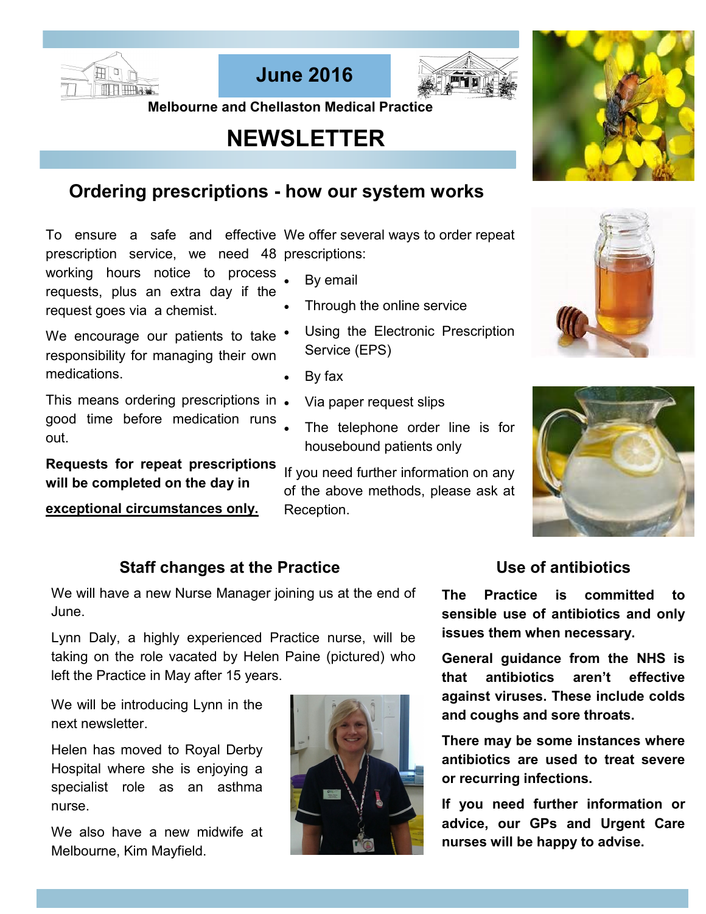**June 2016**

**Melbourne and Chellaston Medical Practice**

# NEWSLETTER

## Ordering prescriptions - how our system works

To ensure a safe and effective prescription service, we need 48 working hours notice to process requests, plus an extra day if the request goes via a chemist.

We encourage our patients to take responsibility for managing their own medications.

This means ordering prescriptions in good time before medication runs out.

**Requests for repeat prescriptions will be completed on the day in**

**exceptional circumstances only.**

We offer several ways to order repeat prescriptions:

- By email
- Through the online service
- Using the Electronic Prescription Service (EPS)
- By fax
- Via paper request slips
- The telephone order line is for housebound patients only

If you need further information on any of the above methods, please ask at Reception.

## Staff changes at the Practice

We will have a new Nurse Manager joining us at the end of June.

Lynn Daly, a highly experienced Practice nurse, will be taking on the role vacated by Helen Paine (pictured) who left the Practice in May after 15 years.

We will be introducing Lynn in the next newsletter.

Helen has moved to Royal Derby Hospital where she is enjoying a specialist role as an asthma nurse.

We also have a new midwife at Melbourne, Kim Mayfield.

## Use of antibiotics

**The Practice is committed to sensible use of antibiotics and only issues them when necessary.**

**General guidance from the NHS is that antibiotics aren't effective against viruses. These include colds and coughs and sore throats.**

**There may be some instances where antibiotics are used to treat severe or recurring infections.**

**If you need further information or advice, our GPs and Urgent Care nurses will be happy to advise.**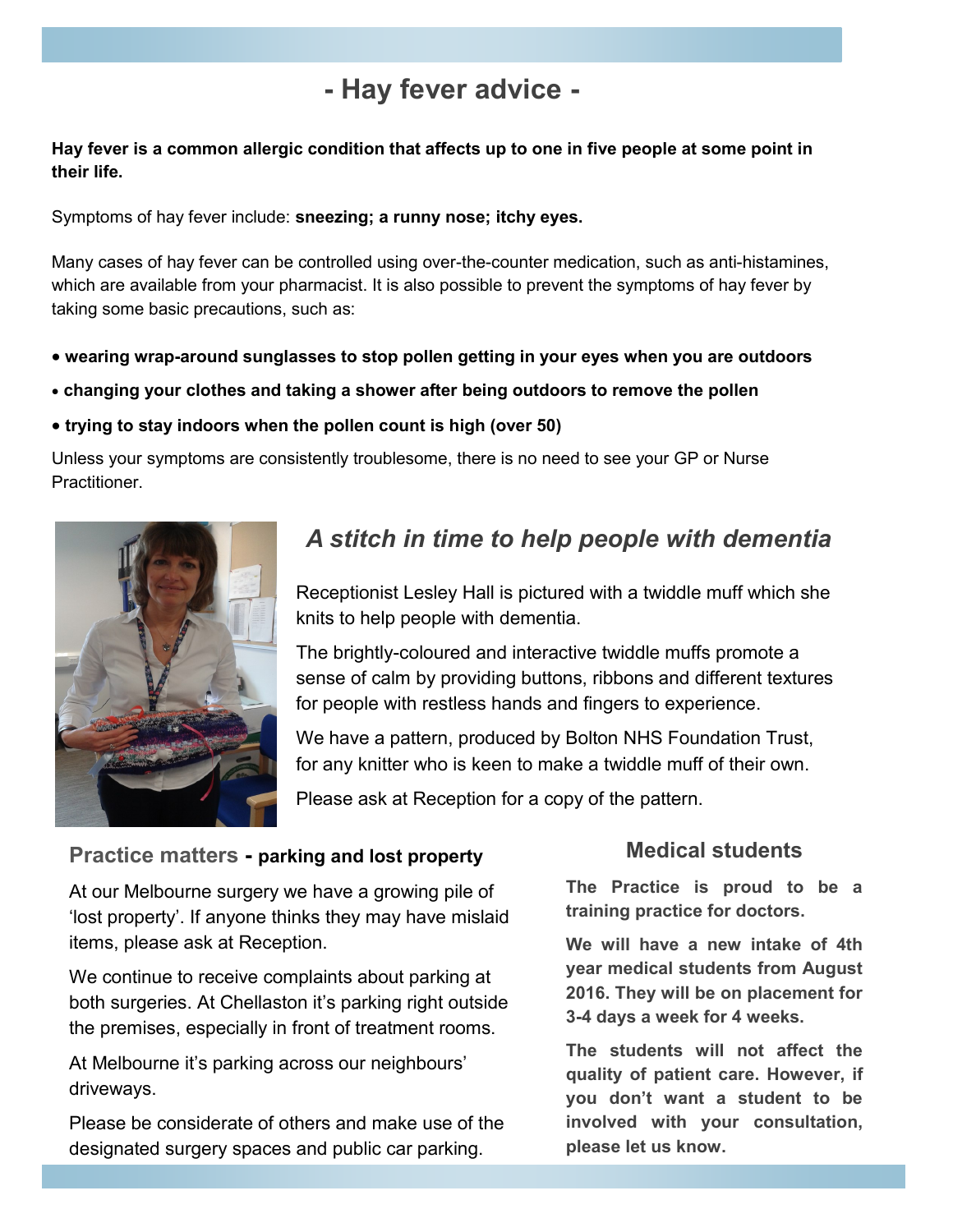# - Hay fever advice -

**Hay fever is a common allergic condition that affects up to one in five people at some point in their life.**

Symptoms of hay fever include: **sneezing; a runny nose; itchy eyes.**

Many cases of hay fever can be controlled using over-the-counter medication, such as anti-histamines, which are available from your pharmacist. It is also possible to prevent the symptoms of hay fever by taking some basic precautions, such as:

- **wearing wrap-around sunglasses to stop pollen getting in your eyes when you are outdoors**
- **changing your clothes and taking a shower after being outdoors to remove the pollen**
- **trying to stay indoors when the pollen count is high (over 50)**

Unless your symptoms are consistently troublesome, there is no need to see your GP or Nurse Practitioner.

## *A stitch in time to help people with dementia*

Receptionist Lesley Hall is pictured with a twiddle muff which she knits to help people with dementia.

The brightly-coloured and interactive twiddle muffs promote a sense of calm by providing buttons, ribbons and different textures for people with restless hands and fingers to experience.

We have a pattern, produced by Bolton NHS Foundation Trust, for any knitter who is keen to make a twiddle muff of their own.

Please ask at Reception for a copy of the pattern.

## Practice matters - parking and lost property

At our Melbourne surgery we have a growing pile of 'lost property'. If anyone thinks they may have mislaid items, please ask at Reception.

We continue to receive complaints about parking at both surgeries. At Chellaston it's parking right outside the premises, especially in front of treatment rooms.

At Melbourne it's parking across our neighbours' driveways.

Please be considerate of others and make use of the designated surgery spaces and public car parking.

## Medical students

**The Practice is proud to be a training practice for doctors.**

**We will have a new intake of 4th year medical students from August 2016. They will be on placement for 3-4 days a week for 4 weeks.**

**The students will not affect the quality of patient care. However, if you don't want a student to be involved with your consultation, please let us know.**